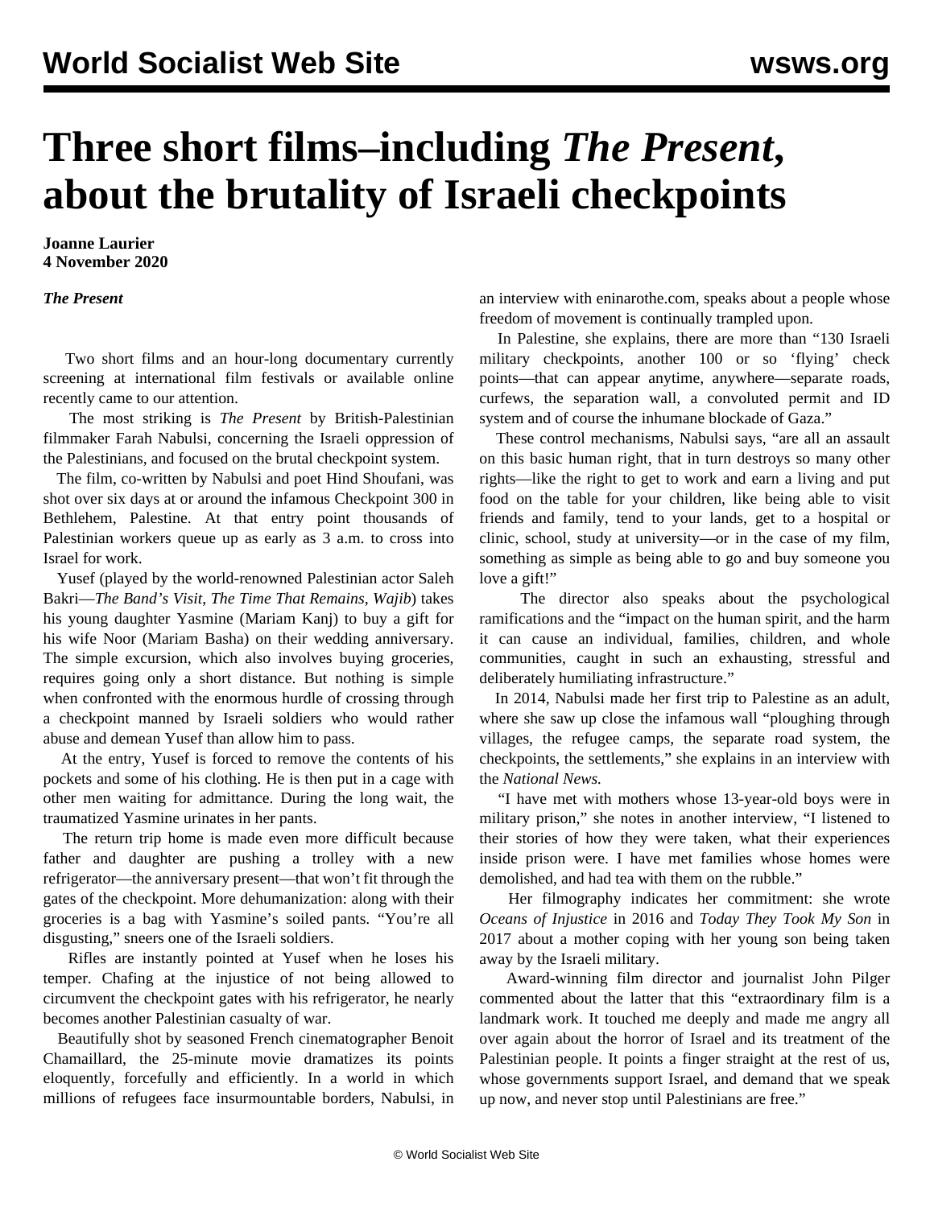# Three short films–including *The Present*, about the brutality of Israeli checkpoints

**Joanne Laurier**
**4 November 2020**

***The Present***

Two short films and an hour-long documentary currently screening at international film festivals or available online recently came to our attention.

The most striking is *The Present* by British-Palestinian filmmaker Farah Nabulsi, concerning the Israeli oppression of the Palestinians, and focused on the brutal checkpoint system.

The film, co-written by Nabulsi and poet Hind Shoufani, was shot over six days at or around the infamous Checkpoint 300 in Bethlehem, Palestine. At that entry point thousands of Palestinian workers queue up as early as 3 a.m. to cross into Israel for work.

Yusef (played by the world-renowned Palestinian actor Saleh Bakri—*The Band's Visit*, *The Time That Remains*, *Wajib*) takes his young daughter Yasmine (Mariam Kanj) to buy a gift for his wife Noor (Mariam Basha) on their wedding anniversary. The simple excursion, which also involves buying groceries, requires going only a short distance. But nothing is simple when confronted with the enormous hurdle of crossing through a checkpoint manned by Israeli soldiers who would rather abuse and demean Yusef than allow him to pass.

At the entry, Yusef is forced to remove the contents of his pockets and some of his clothing. He is then put in a cage with other men waiting for admittance. During the long wait, the traumatized Yasmine urinates in her pants.

The return trip home is made even more difficult because father and daughter are pushing a trolley with a new refrigerator—the anniversary present—that won't fit through the gates of the checkpoint. More dehumanization: along with their groceries is a bag with Yasmine's soiled pants. "You're all disgusting," sneers one of the Israeli soldiers.

Rifles are instantly pointed at Yusef when he loses his temper. Chafing at the injustice of not being allowed to circumvent the checkpoint gates with his refrigerator, he nearly becomes another Palestinian casualty of war.

Beautifully shot by seasoned French cinematographer Benoit Chamaillard, the 25-minute movie dramatizes its points eloquently, forcefully and efficiently. In a world in which millions of refugees face insurmountable borders, Nabulsi, in an interview with eninarothe.com, speaks about a people whose freedom of movement is continually trampled upon.

In Palestine, she explains, there are more than "130 Israeli military checkpoints, another 100 or so 'flying' check points—that can appear anytime, anywhere—separate roads, curfews, the separation wall, a convoluted permit and ID system and of course the inhumane blockade of Gaza."

These control mechanisms, Nabulsi says, "are all an assault on this basic human right, that in turn destroys so many other rights—like the right to get to work and earn a living and put food on the table for your children, like being able to visit friends and family, tend to your lands, get to a hospital or clinic, school, study at university—or in the case of my film, something as simple as being able to go and buy someone you love a gift!"

The director also speaks about the psychological ramifications and the "impact on the human spirit, and the harm it can cause an individual, families, children, and whole communities, caught in such an exhausting, stressful and deliberately humiliating infrastructure."

In 2014, Nabulsi made her first trip to Palestine as an adult, where she saw up close the infamous wall "ploughing through villages, the refugee camps, the separate road system, the checkpoints, the settlements," she explains in an interview with the *National News.*

"I have met with mothers whose 13-year-old boys were in military prison," she notes in another interview, "I listened to their stories of how they were taken, what their experiences inside prison were. I have met families whose homes were demolished, and had tea with them on the rubble."

Her filmography indicates her commitment: she wrote *Oceans of Injustice* in 2016 and *Today They Took My Son* in 2017 about a mother coping with her young son being taken away by the Israeli military.

Award-winning film director and journalist John Pilger commented about the latter that this "extraordinary film is a landmark work. It touched me deeply and made me angry all over again about the horror of Israel and its treatment of the Palestinian people. It points a finger straight at the rest of us, whose governments support Israel, and demand that we speak up now, and never stop until Palestinians are free."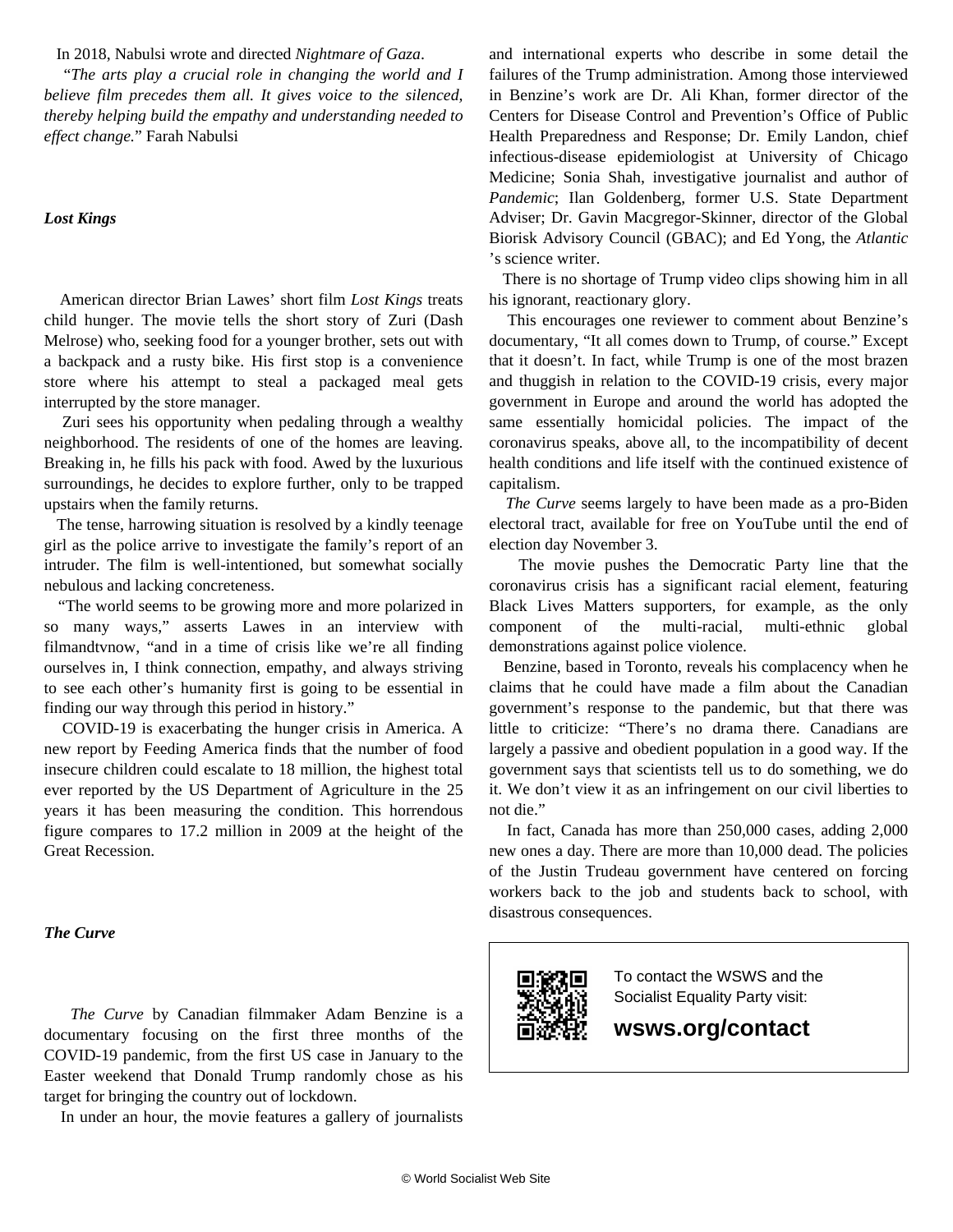In 2018, Nabulsi wrote and directed *Nightmare of Gaza*.

"*The arts play a crucial role in changing the world and I believe film precedes them all. It gives voice to the silenced, thereby helping build the empathy and understanding needed to effect change.*" Farah Nabulsi

***Lost Kings***

American director Brian Lawes' short film *Lost Kings* treats child hunger. The movie tells the short story of Zuri (Dash Melrose) who, seeking food for a younger brother, sets out with a backpack and a rusty bike. His first stop is a convenience store where his attempt to steal a packaged meal gets interrupted by the store manager.

Zuri sees his opportunity when pedaling through a wealthy neighborhood. The residents of one of the homes are leaving. Breaking in, he fills his pack with food. Awed by the luxurious surroundings, he decides to explore further, only to be trapped upstairs when the family returns.

The tense, harrowing situation is resolved by a kindly teenage girl as the police arrive to investigate the family's report of an intruder. The film is well-intentioned, but somewhat socially nebulous and lacking concreteness.

"The world seems to be growing more and more polarized in so many ways," asserts Lawes in an interview with filmandtvnow, "and in a time of crisis like we're all finding ourselves in, I think connection, empathy, and always striving to see each other's humanity first is going to be essential in finding our way through this period in history."

COVID-19 is exacerbating the hunger crisis in America. A new report by Feeding America finds that the number of food insecure children could escalate to 18 million, the highest total ever reported by the US Department of Agriculture in the 25 years it has been measuring the condition. This horrendous figure compares to 17.2 million in 2009 at the height of the Great Recession.

***The Curve***

*The Curve* by Canadian filmmaker Adam Benzine is a documentary focusing on the first three months of the COVID-19 pandemic, from the first US case in January to the Easter weekend that Donald Trump randomly chose as his target for bringing the country out of lockdown.

In under an hour, the movie features a gallery of journalists and international experts who describe in some detail the failures of the Trump administration. Among those interviewed in Benzine's work are Dr. Ali Khan, former director of the Centers for Disease Control and Prevention's Office of Public Health Preparedness and Response; Dr. Emily Landon, chief infectious-disease epidemiologist at University of Chicago Medicine; Sonia Shah, investigative journalist and author of *Pandemic*; Ilan Goldenberg, former U.S. State Department Adviser; Dr. Gavin Macgregor-Skinner, director of the Global Biorisk Advisory Council (GBAC); and Ed Yong, the *Atlantic* 's science writer.

There is no shortage of Trump video clips showing him in all his ignorant, reactionary glory.

This encourages one reviewer to comment about Benzine's documentary, "It all comes down to Trump, of course." Except that it doesn't. In fact, while Trump is one of the most brazen and thuggish in relation to the COVID-19 crisis, every major government in Europe and around the world has adopted the same essentially homicidal policies. The impact of the coronavirus speaks, above all, to the incompatibility of decent health conditions and life itself with the continued existence of capitalism.

*The Curve* seems largely to have been made as a pro-Biden electoral tract, available for free on YouTube until the end of election day November 3.

The movie pushes the Democratic Party line that the coronavirus crisis has a significant racial element, featuring Black Lives Matters supporters, for example, as the only component of the multi-racial, multi-ethnic global demonstrations against police violence.

Benzine, based in Toronto, reveals his complacency when he claims that he could have made a film about the Canadian government's response to the pandemic, but that there was little to criticize: "There's no drama there. Canadians are largely a passive and obedient population in a good way. If the government says that scientists tell us to do something, we do it. We don't view it as an infringement on our civil liberties to not die."

In fact, Canada has more than 250,000 cases, adding 2,000 new ones a day. There are more than 10,000 dead. The policies of the Justin Trudeau government have centered on forcing workers back to the job and students back to school, with disastrous consequences.

To contact the WSWS and the Socialist Equality Party visit:

**wsws.org/contact**